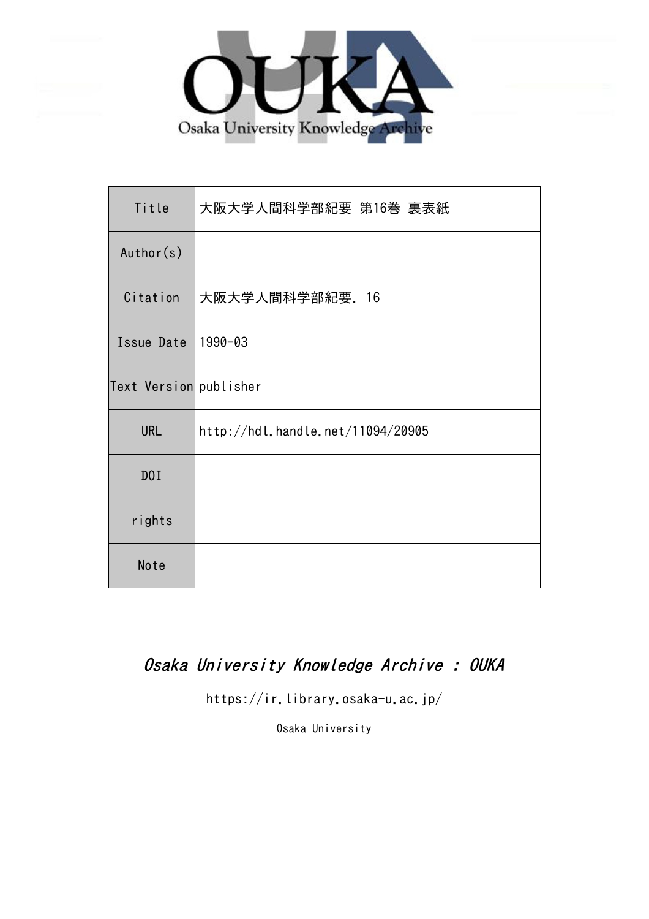| Title | 大阪大学人間科学部紀要 第16巻 裏表紙 |
| --- | --- |
| Author(s) | |
| Citation | 大阪大学人間科学部紀要. 16 |
| Issue Date | 1990-03 |
| Text Version | publisher |
| URL | http://hdl.handle.net/11094/20905 |
| DOI | |
| rights | |
| Note | |

*Osaka University Knowledge Archive : OUKA*

https://ir.library.osaka-u.ac.jp/

Osaka University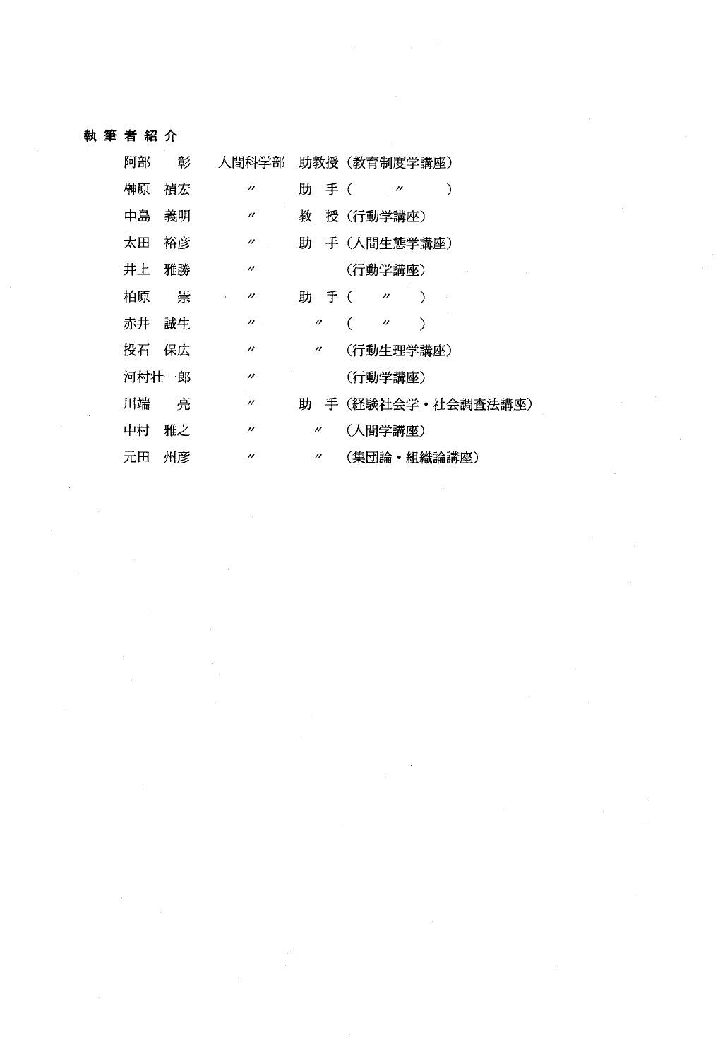## 執筆者紹介

| | | | |
|---|---|---|---|
| 阿部　彰 | 人間科学部 | 助教授 | （教育制度学講座） |
| 榊原　禎宏 | 〃 | 助　手 | （　〃　） |
| 中島　義明 | 〃 | 教　授 | （行動学講座） |
| 太田　裕彦 | 〃 | 助　手 | （人間生態学講座） |
| 井上　雅勝 | 〃 | | （行動学講座） |
| 柏原　崇 | 〃 | 助　手 | （　〃　） |
| 赤井　誠生 | 〃 | 〃 | （　〃　） |
| 投石　保広 | 〃 | 〃 | （行動生理学講座） |
| 河村壮一郎 | 〃 | | （行動学講座） |
| 川端　亮 | 〃 | 助　手 | （経験社会学・社会調査法講座） |
| 中村　雅之 | 〃 | 〃 | （人間学講座） |
| 元田　州彦 | 〃 | 〃 | （集団論・組織論講座） |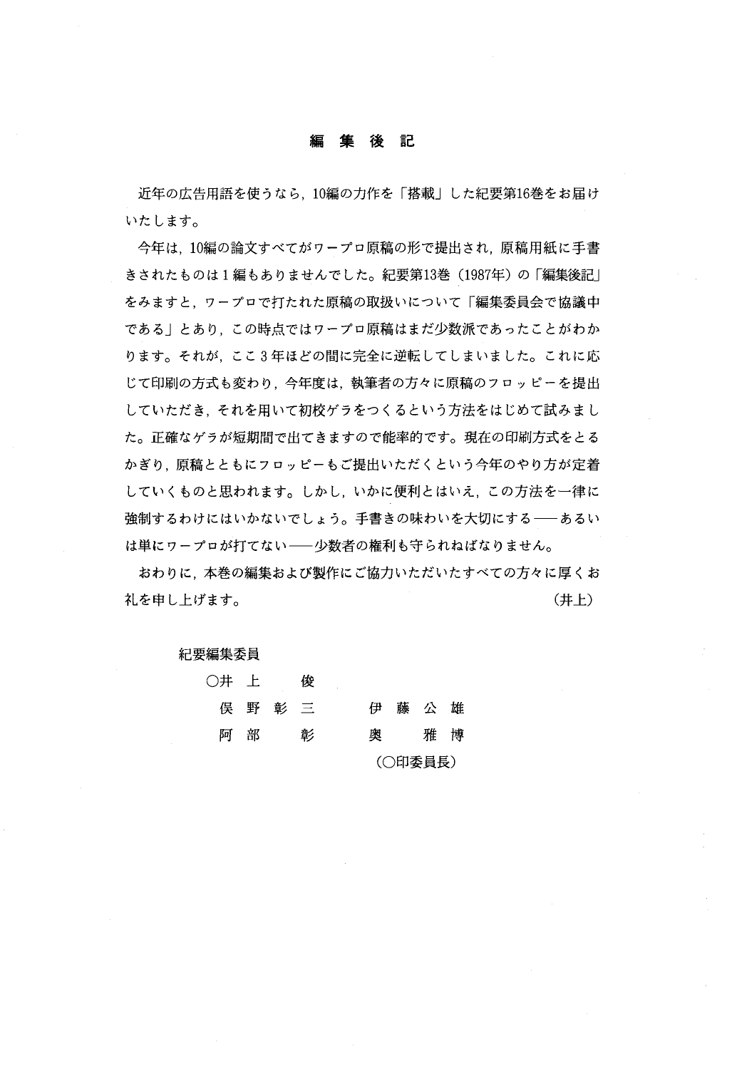# 編集後記

近年の広告用語を使うなら，10編の力作を「搭載」した紀要第16巻をお届けいたします。

今年は，10編の論文すべてがワープロ原稿の形で提出され，原稿用紙に手書きされたものは1編もありませんでした。紀要第13巻（1987年）の「編集後記」をみますと，ワープロで打たれた原稿の取扱いについて「編集委員会で協議中である」とあり，この時点ではワープロ原稿はまだ少数派であったことがわかります。それが，ここ3年ほどの間に完全に逆転してしまいました。これに応じて印刷の方式も変わり，今年度は，執筆者の方々に原稿のフロッピーを提出していただき，それを用いて初校ゲラをつくるという方法をはじめて試みました。正確なゲラが短期間で出てきますので能率的です。現在の印刷方式をとるかぎり，原稿とともにフロッピーもご提出いただくという今年のやり方が定着していくものと思われます。しかし，いかに便利とはいえ，この方法を一律に強制するわけにはいかないでしょう。手書きの味わいを大切にする——あるいは単にワープロが打てない——少数者の権利も守られねばなりません。

おわりに，本巻の編集および製作にご協力いただいたすべての方々に厚くお礼を申し上げます。

（井上）

紀要編集委員

○井上　　俊
保野彰三　　伊藤公雄
阿部　　彰　　奥　　雅博

（○印委員長）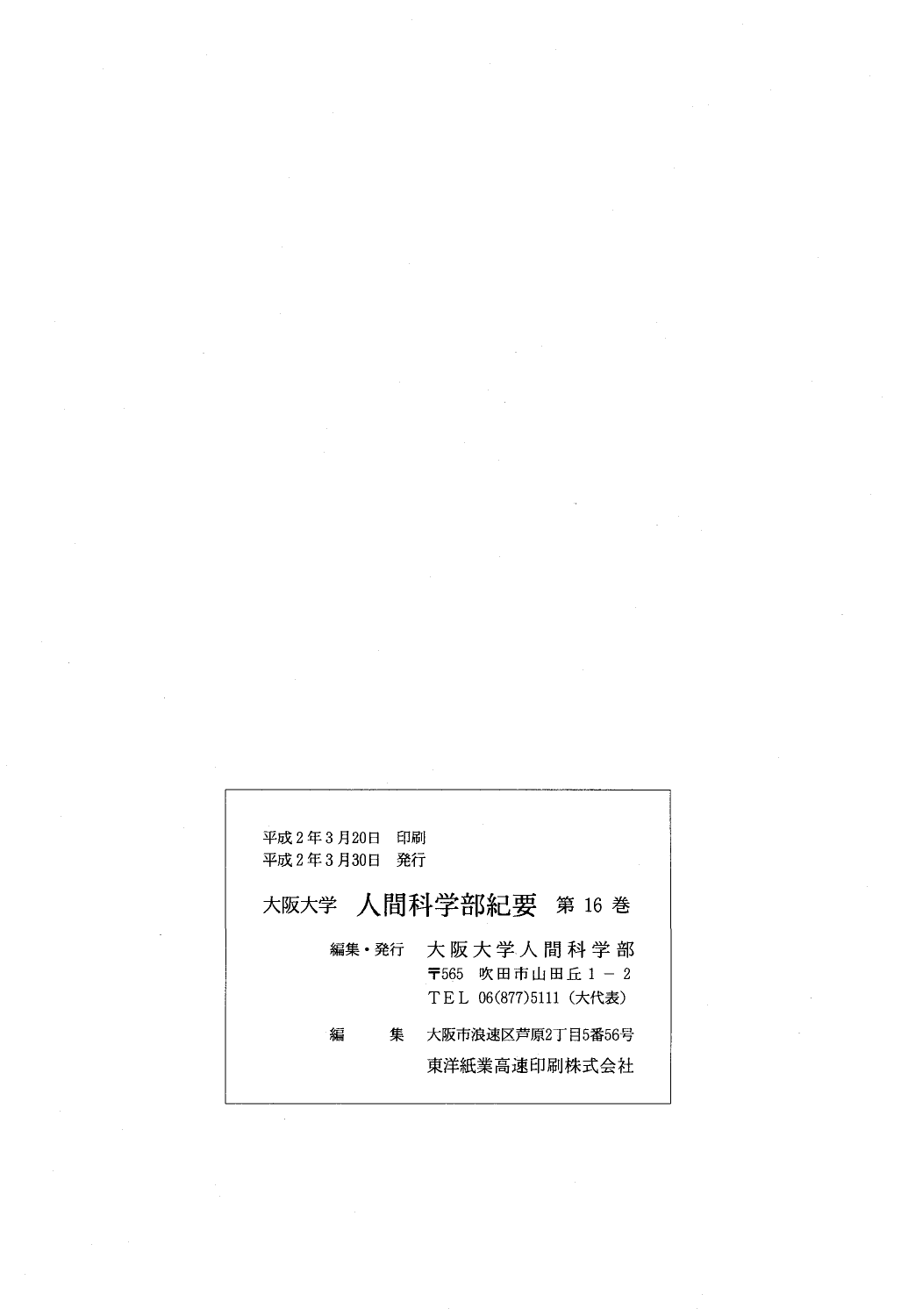平成２年３月20日　印刷
平成２年３月30日　発行

大阪大学　人間科学部紀要　第 16 巻

編集・発行　大阪大学人間科学部
〒565　吹田市山田丘１－２
TEL　06(877)5111（大代表）

編　　集　大阪市浪速区芦原2丁目5番56号
東洋紙業高速印刷株式会社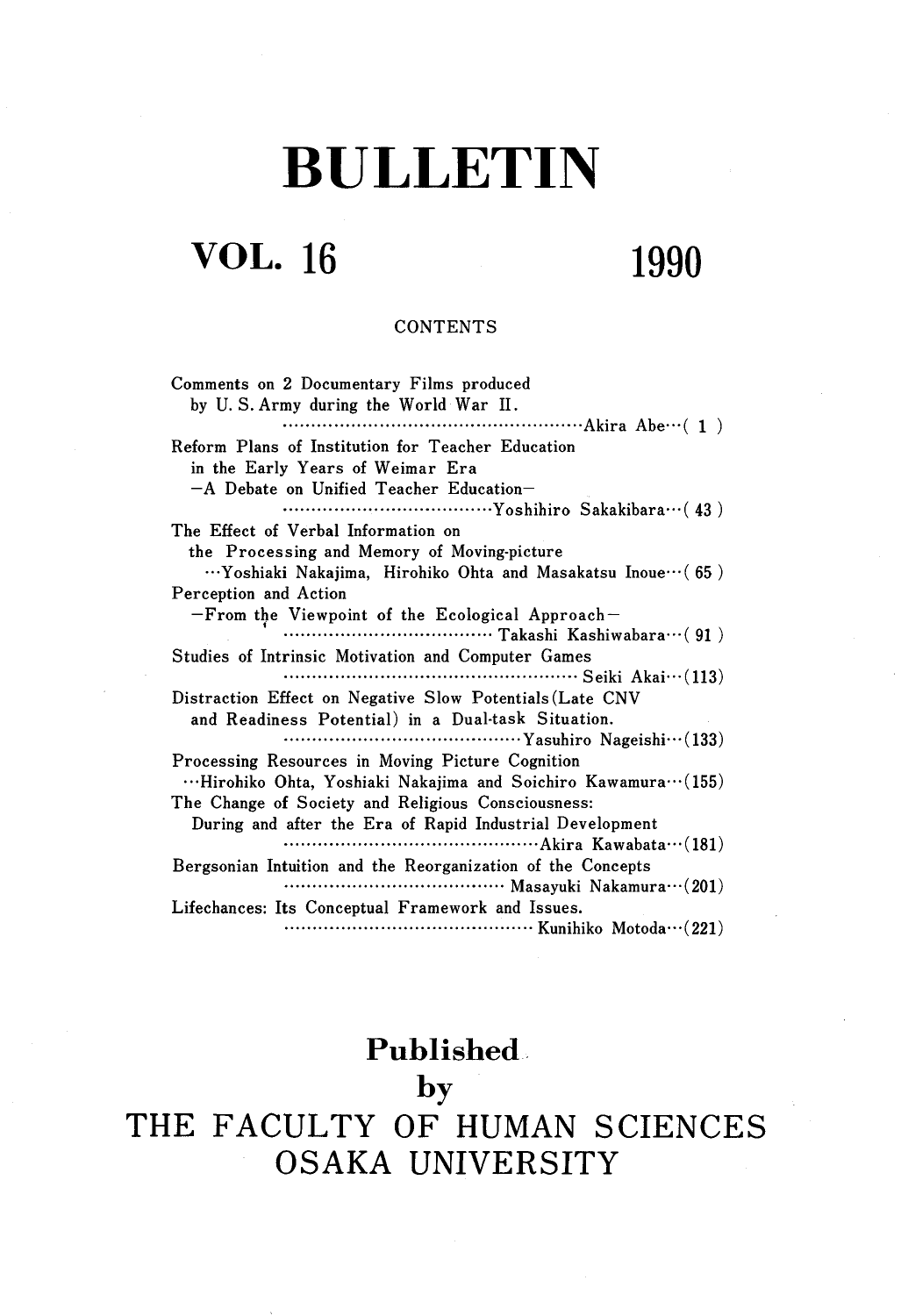# BULLETIN

## VOL. 16 1990

CONTENTS

Comments on 2 Documentary Films produced by U. S. Army during the World War II.
……………………………………………………Akira Abe…( 1 )

Reform Plans of Institution for Teacher Education in the Early Years of Weimar Era
—A Debate on Unified Teacher Education—
……………………………………Yoshihiro Sakakibara…( 43 )

The Effect of Verbal Information on the Processing and Memory of Moving-picture
…Yoshiaki Nakajima, Hirohiko Ohta and Masakatsu Inoue…( 65 )

Perception and Action
—From the Viewpoint of the Ecological Approach—
…………………………………… Takashi Kashiwabara…( 91 )

Studies of Intrinsic Motivation and Computer Games
…………………………………………………… Seiki Akai…(113)

Distraction Effect on Negative Slow Potentials (Late CNV and Readiness Potential) in a Dual-task Situation.
…………………………………………Yasuhiro Nageishi…(133)

Processing Resources in Moving Picture Cognition
…Hirohiko Ohta, Yoshiaki Nakajima and Soichiro Kawamura…(155)

The Change of Society and Religious Consciousness: During and after the Era of Rapid Industrial Development
……………………………………………Akira Kawabata…(181)

Bergsonian Intuition and the Reorganization of the Concepts
……………………………………… Masayuki Nakamura…(201)

Lifechances: Its Conceptual Framework and Issues.
…………………………………………… Kunihiko Motoda…(221)

**Published**

**by**

**THE FACULTY OF HUMAN SCIENCES**

**OSAKA UNIVERSITY**